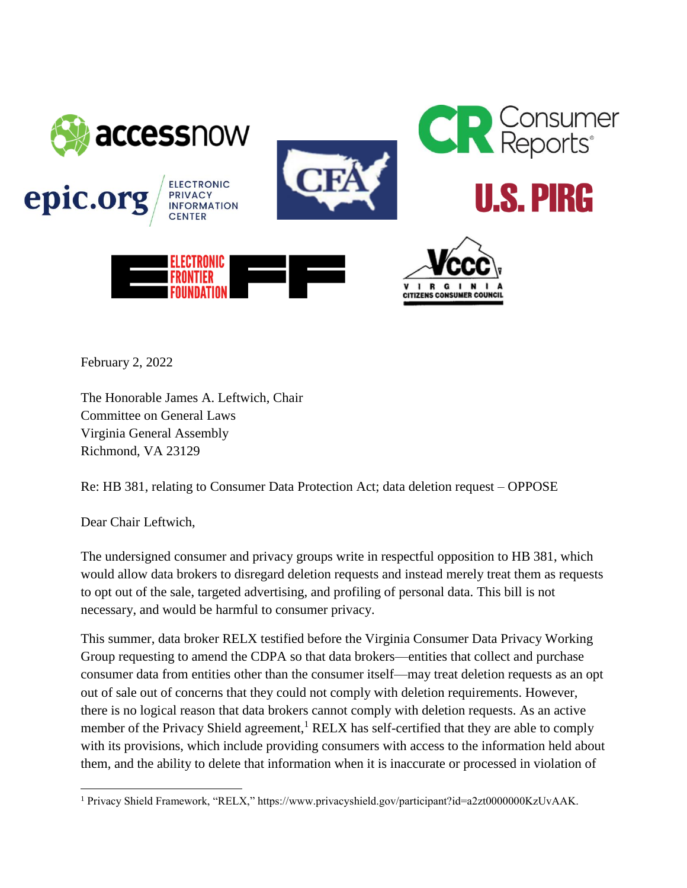February 2, 2022

The Honorable James A. Leftwich, Chair
Committee on General Laws
Virginia General Assembly
Richmond, VA 23129

Re: HB 381, relating to Consumer Data Protection Act; data deletion request – OPPOSE

Dear Chair Leftwich,

The undersigned consumer and privacy groups write in respectful opposition to HB 381, which would allow data brokers to disregard deletion requests and instead merely treat them as requests to opt out of the sale, targeted advertising, and profiling of personal data. This bill is not necessary, and would be harmful to consumer privacy.

This summer, data broker RELX testified before the Virginia Consumer Data Privacy Working Group requesting to amend the CDPA so that data brokers—entities that collect and purchase consumer data from entities other than the consumer itself—may treat deletion requests as an opt out of sale out of concerns that they could not comply with deletion requirements. However, there is no logical reason that data brokers cannot comply with deletion requests. As an active member of the Privacy Shield agreement,[1] RELX has self-certified that they are able to comply with its provisions, which include providing consumers with access to the information held about them, and the ability to delete that information when it is inaccurate or processed in violation of

[1] Privacy Shield Framework, "RELX," https://www.privacyshield.gov/participant?id=a2zt0000000KzUvAAK.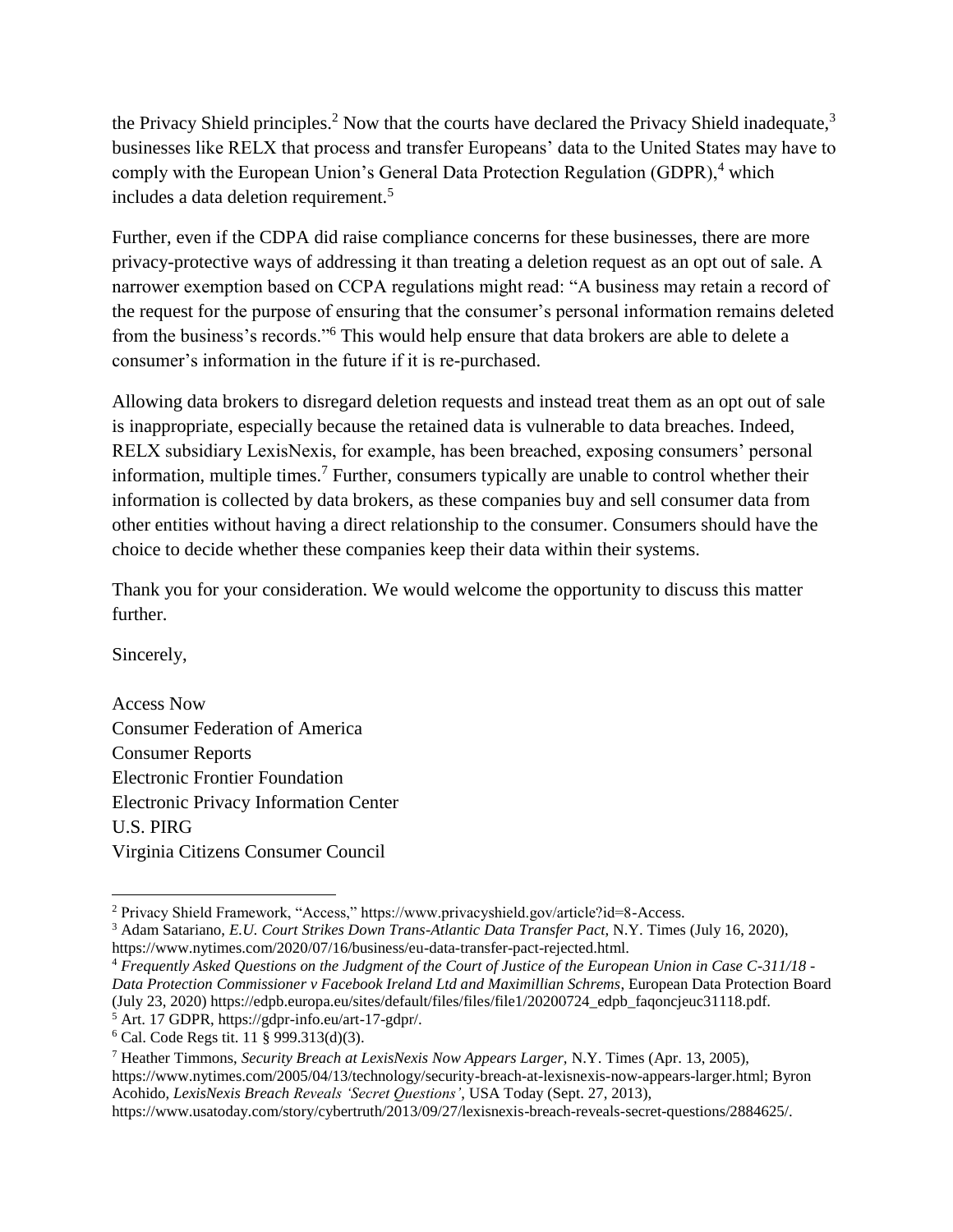the Privacy Shield principles.[2] Now that the courts have declared the Privacy Shield inadequate,[3] businesses like RELX that process and transfer Europeans' data to the United States may have to comply with the European Union's General Data Protection Regulation (GDPR),[4] which includes a data deletion requirement.[5]

Further, even if the CDPA did raise compliance concerns for these businesses, there are more privacy-protective ways of addressing it than treating a deletion request as an opt out of sale. A narrower exemption based on CCPA regulations might read: "A business may retain a record of the request for the purpose of ensuring that the consumer's personal information remains deleted from the business's records."[6] This would help ensure that data brokers are able to delete a consumer's information in the future if it is re-purchased.

Allowing data brokers to disregard deletion requests and instead treat them as an opt out of sale is inappropriate, especially because the retained data is vulnerable to data breaches. Indeed, RELX subsidiary LexisNexis, for example, has been breached, exposing consumers' personal information, multiple times.[7] Further, consumers typically are unable to control whether their information is collected by data brokers, as these companies buy and sell consumer data from other entities without having a direct relationship to the consumer. Consumers should have the choice to decide whether these companies keep their data within their systems.

Thank you for your consideration. We would welcome the opportunity to discuss this matter further.

Sincerely,

Access Now
Consumer Federation of America
Consumer Reports
Electronic Frontier Foundation
Electronic Privacy Information Center
U.S. PIRG
Virginia Citizens Consumer Council

---

[2] Privacy Shield Framework, "Access," https://www.privacyshield.gov/article?id=8-Access.

[3] Adam Satariano, *E.U. Court Strikes Down Trans-Atlantic Data Transfer Pact*, N.Y. Times (July 16, 2020), https://www.nytimes.com/2020/07/16/business/eu-data-transfer-pact-rejected.html.

[4] *Frequently Asked Questions on the Judgment of the Court of Justice of the European Union in Case C-311/18 - Data Protection Commissioner v Facebook Ireland Ltd and Maximillian Schrems*, European Data Protection Board (July 23, 2020) https://edpb.europa.eu/sites/default/files/files/file1/20200724_edpb_faqoncjeuc31118.pdf.

[5] Art. 17 GDPR, https://gdpr-info.eu/art-17-gdpr/.

[6] Cal. Code Regs tit. 11 § 999.313(d)(3).

[7] Heather Timmons, *Security Breach at LexisNexis Now Appears Larger,* N.Y. Times (Apr. 13, 2005), https://www.nytimes.com/2005/04/13/technology/security-breach-at-lexisnexis-now-appears-larger.html; Byron Acohido, *LexisNexis Breach Reveals 'Secret Questions'*, USA Today (Sept. 27, 2013), https://www.usatoday.com/story/cybertruth/2013/09/27/lexisnexis-breach-reveals-secret-questions/2884625/.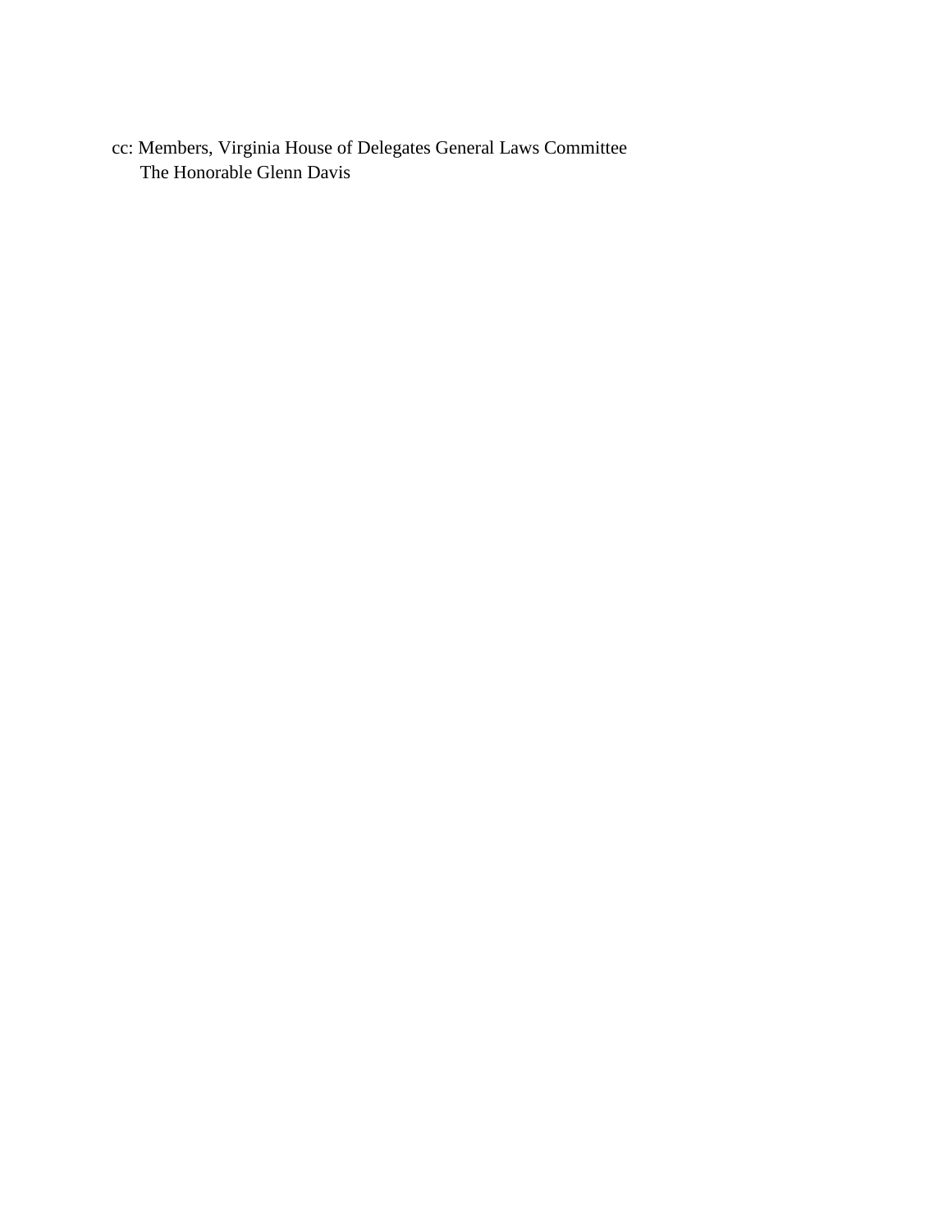cc: Members, Virginia House of Delegates General Laws Committee
The Honorable Glenn Davis